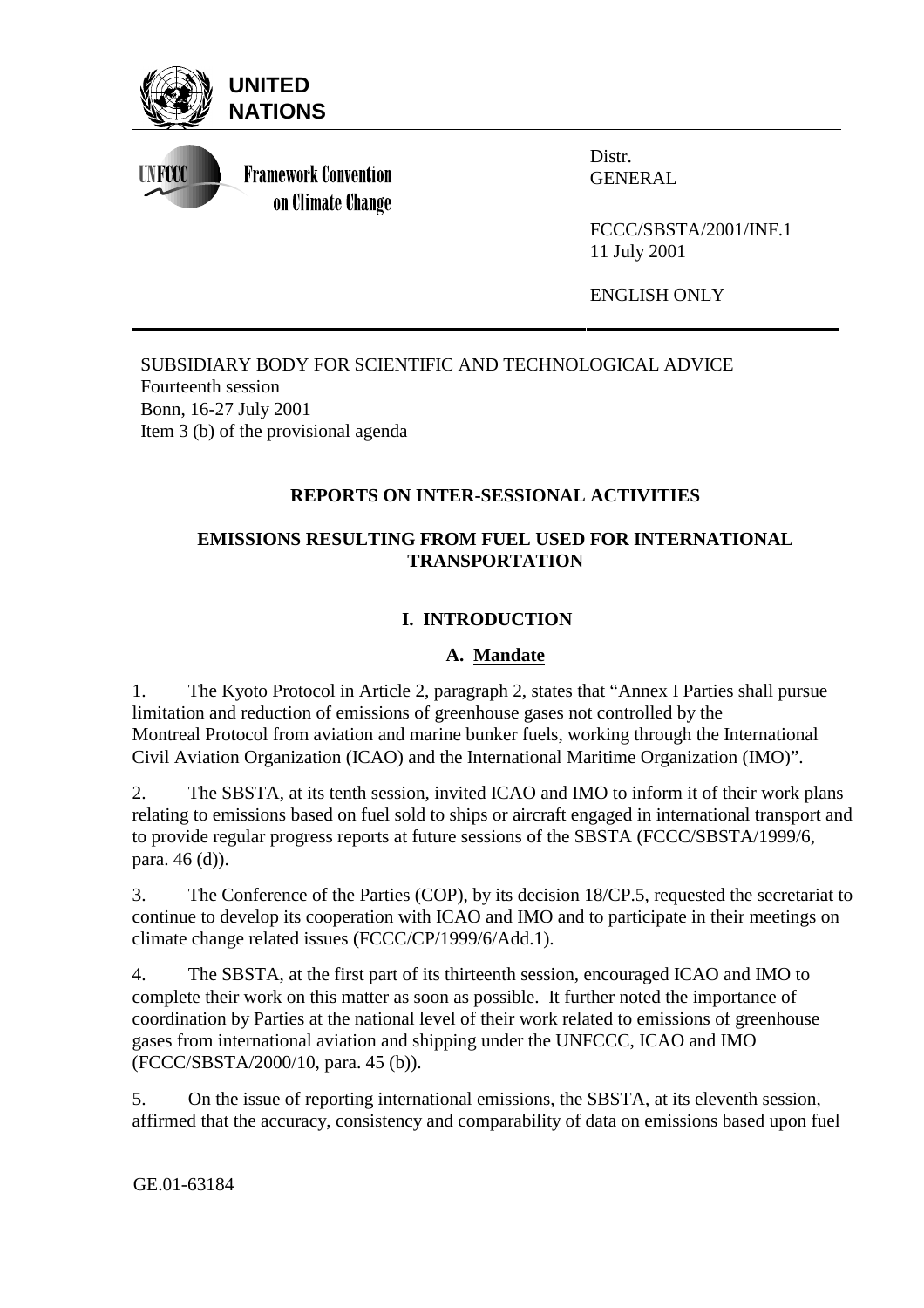UNITED NATIONS

Framework Convention on Climate Change

Distr.
GENERAL

FCCC/SBSTA/2001/INF.1
11 July 2001

ENGLISH ONLY

SUBSIDIARY BODY FOR SCIENTIFIC AND TECHNOLOGICAL ADVICE
Fourteenth session
Bonn, 16-27 July 2001
Item 3 (b) of the provisional agenda

# REPORTS ON INTER-SESSIONAL ACTIVITIES

# EMISSIONS RESULTING FROM FUEL USED FOR INTERNATIONAL TRANSPORTATION

## I. INTRODUCTION

### A. Mandate

1. The Kyoto Protocol in Article 2, paragraph 2, states that "Annex I Parties shall pursue limitation and reduction of emissions of greenhouse gases not controlled by the Montreal Protocol from aviation and marine bunker fuels, working through the International Civil Aviation Organization (ICAO) and the International Maritime Organization (IMO)".

2. The SBSTA, at its tenth session, invited ICAO and IMO to inform it of their work plans relating to emissions based on fuel sold to ships or aircraft engaged in international transport and to provide regular progress reports at future sessions of the SBSTA (FCCC/SBSTA/1999/6, para. 46 (d)).

3. The Conference of the Parties (COP), by its decision 18/CP.5, requested the secretariat to continue to develop its cooperation with ICAO and IMO and to participate in their meetings on climate change related issues (FCCC/CP/1999/6/Add.1).

4. The SBSTA, at the first part of its thirteenth session, encouraged ICAO and IMO to complete their work on this matter as soon as possible. It further noted the importance of coordination by Parties at the national level of their work related to emissions of greenhouse gases from international aviation and shipping under the UNFCCC, ICAO and IMO (FCCC/SBSTA/2000/10, para. 45 (b)).

5. On the issue of reporting international emissions, the SBSTA, at its eleventh session, affirmed that the accuracy, consistency and comparability of data on emissions based upon fuel

GE.01-63184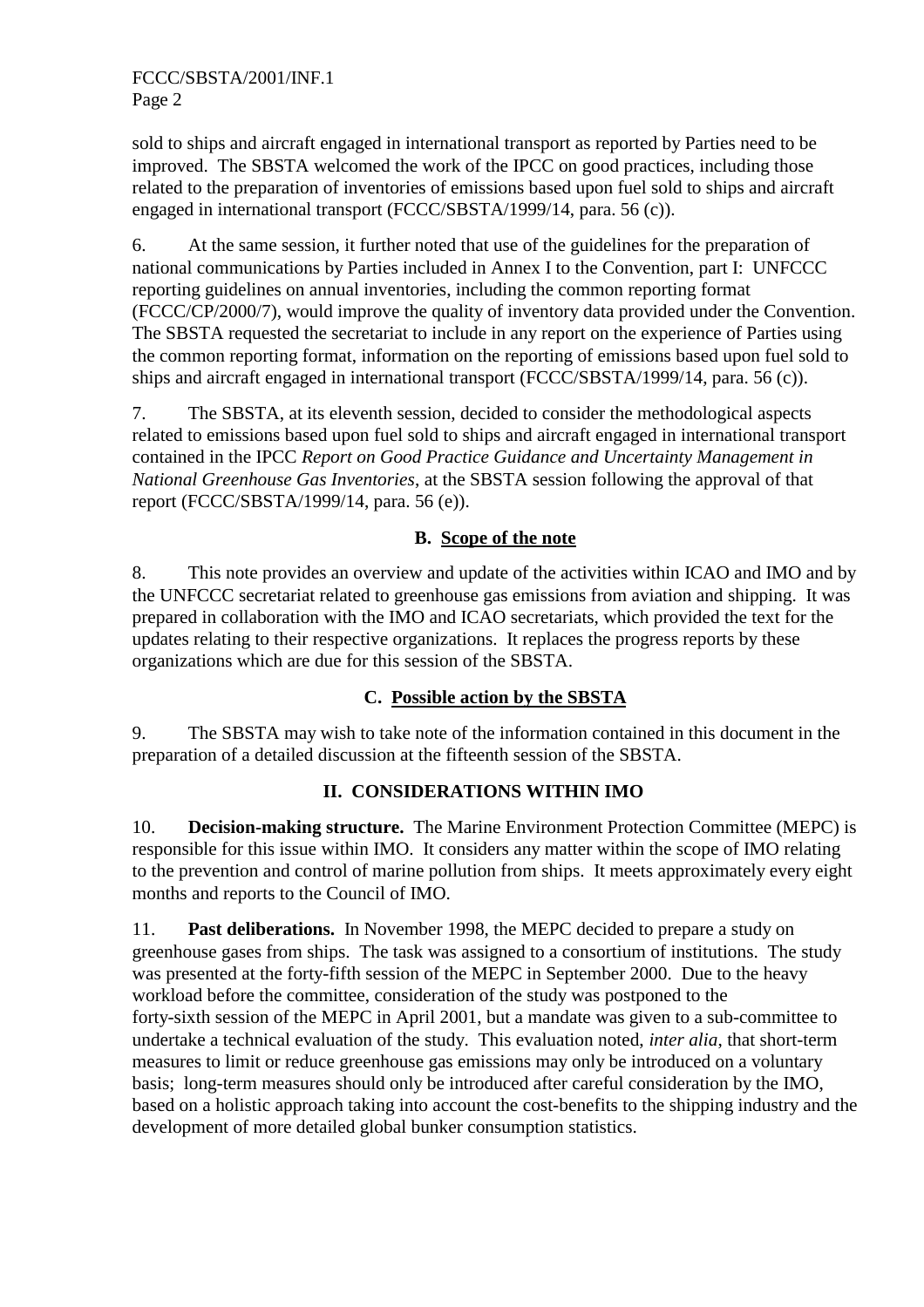sold to ships and aircraft engaged in international transport as reported by Parties need to be improved. The SBSTA welcomed the work of the IPCC on good practices, including those related to the preparation of inventories of emissions based upon fuel sold to ships and aircraft engaged in international transport (FCCC/SBSTA/1999/14, para. 56 (c)).

6. At the same session, it further noted that use of the guidelines for the preparation of national communications by Parties included in Annex I to the Convention, part I: UNFCCC reporting guidelines on annual inventories, including the common reporting format (FCCC/CP/2000/7), would improve the quality of inventory data provided under the Convention. The SBSTA requested the secretariat to include in any report on the experience of Parties using the common reporting format, information on the reporting of emissions based upon fuel sold to ships and aircraft engaged in international transport (FCCC/SBSTA/1999/14, para. 56 (c)).

7. The SBSTA, at its eleventh session, decided to consider the methodological aspects related to emissions based upon fuel sold to ships and aircraft engaged in international transport contained in the IPCC *Report on Good Practice Guidance and Uncertainty Management in National Greenhouse Gas Inventories*, at the SBSTA session following the approval of that report (FCCC/SBSTA/1999/14, para. 56 (e)).

### B. Scope of the note

8. This note provides an overview and update of the activities within ICAO and IMO and by the UNFCCC secretariat related to greenhouse gas emissions from aviation and shipping. It was prepared in collaboration with the IMO and ICAO secretariats, which provided the text for the updates relating to their respective organizations. It replaces the progress reports by these organizations which are due for this session of the SBSTA.

### C. Possible action by the SBSTA

9. The SBSTA may wish to take note of the information contained in this document in the preparation of a detailed discussion at the fifteenth session of the SBSTA.

## II. CONSIDERATIONS WITHIN IMO

10. **Decision-making structure.** The Marine Environment Protection Committee (MEPC) is responsible for this issue within IMO. It considers any matter within the scope of IMO relating to the prevention and control of marine pollution from ships. It meets approximately every eight months and reports to the Council of IMO.

11. **Past deliberations.** In November 1998, the MEPC decided to prepare a study on greenhouse gases from ships. The task was assigned to a consortium of institutions. The study was presented at the forty-fifth session of the MEPC in September 2000. Due to the heavy workload before the committee, consideration of the study was postponed to the forty-sixth session of the MEPC in April 2001, but a mandate was given to a sub-committee to undertake a technical evaluation of the study. This evaluation noted, *inter alia*, that short-term measures to limit or reduce greenhouse gas emissions may only be introduced on a voluntary basis; long-term measures should only be introduced after careful consideration by the IMO, based on a holistic approach taking into account the cost-benefits to the shipping industry and the development of more detailed global bunker consumption statistics.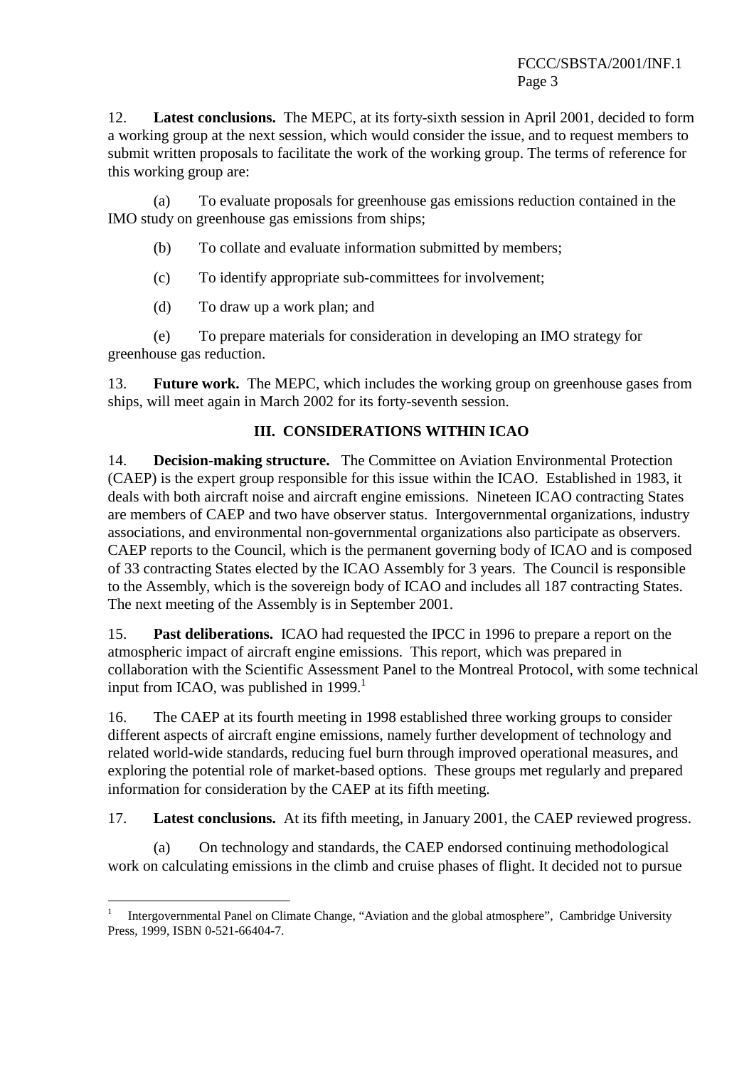12. **Latest conclusions.** The MEPC, at its forty-sixth session in April 2001, decided to form a working group at the next session, which would consider the issue, and to request members to submit written proposals to facilitate the work of the working group. The terms of reference for this working group are:

(a) To evaluate proposals for greenhouse gas emissions reduction contained in the IMO study on greenhouse gas emissions from ships;

(b) To collate and evaluate information submitted by members;

(c) To identify appropriate sub-committees for involvement;

(d) To draw up a work plan; and

(e) To prepare materials for consideration in developing an IMO strategy for greenhouse gas reduction.

13. **Future work.** The MEPC, which includes the working group on greenhouse gases from ships, will meet again in March 2002 for its forty-seventh session.

## III. CONSIDERATIONS WITHIN ICAO

14. **Decision-making structure.** The Committee on Aviation Environmental Protection (CAEP) is the expert group responsible for this issue within the ICAO. Established in 1983, it deals with both aircraft noise and aircraft engine emissions. Nineteen ICAO contracting States are members of CAEP and two have observer status. Intergovernmental organizations, industry associations, and environmental non-governmental organizations also participate as observers. CAEP reports to the Council, which is the permanent governing body of ICAO and is composed of 33 contracting States elected by the ICAO Assembly for 3 years. The Council is responsible to the Assembly, which is the sovereign body of ICAO and includes all 187 contracting States. The next meeting of the Assembly is in September 2001.

15. **Past deliberations.** ICAO had requested the IPCC in 1996 to prepare a report on the atmospheric impact of aircraft engine emissions. This report, which was prepared in collaboration with the Scientific Assessment Panel to the Montreal Protocol, with some technical input from ICAO, was published in 1999.[1]

16. The CAEP at its fourth meeting in 1998 established three working groups to consider different aspects of aircraft engine emissions, namely further development of technology and related world-wide standards, reducing fuel burn through improved operational measures, and exploring the potential role of market-based options. These groups met regularly and prepared information for consideration by the CAEP at its fifth meeting.

17. **Latest conclusions.** At its fifth meeting, in January 2001, the CAEP reviewed progress.

(a) On technology and standards, the CAEP endorsed continuing methodological work on calculating emissions in the climb and cruise phases of flight. It decided not to pursue

---

[1] Intergovernmental Panel on Climate Change, "Aviation and the global atmosphere", Cambridge University Press, 1999, ISBN 0-521-66404-7.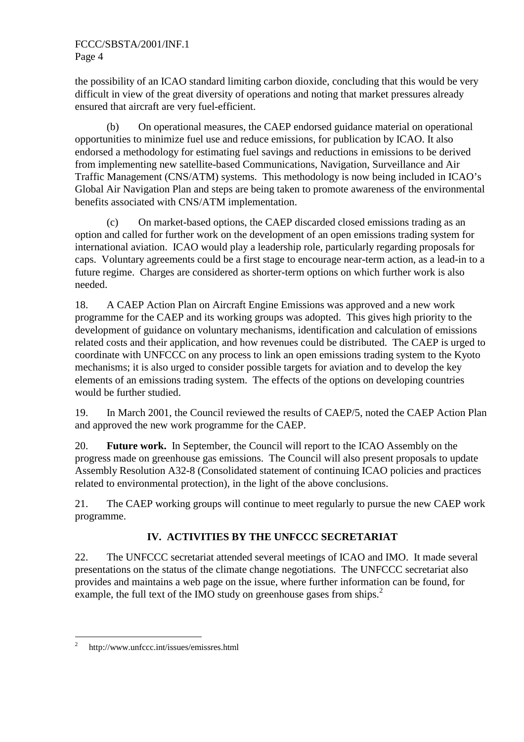the possibility of an ICAO standard limiting carbon dioxide, concluding that this would be very difficult in view of the great diversity of operations and noting that market pressures already ensured that aircraft are very fuel-efficient.

(b) On operational measures, the CAEP endorsed guidance material on operational opportunities to minimize fuel use and reduce emissions, for publication by ICAO. It also endorsed a methodology for estimating fuel savings and reductions in emissions to be derived from implementing new satellite-based Communications, Navigation, Surveillance and Air Traffic Management (CNS/ATM) systems. This methodology is now being included in ICAO's Global Air Navigation Plan and steps are being taken to promote awareness of the environmental benefits associated with CNS/ATM implementation.

(c) On market-based options, the CAEP discarded closed emissions trading as an option and called for further work on the development of an open emissions trading system for international aviation. ICAO would play a leadership role, particularly regarding proposals for caps. Voluntary agreements could be a first stage to encourage near-term action, as a lead-in to a future regime. Charges are considered as shorter-term options on which further work is also needed.

18. A CAEP Action Plan on Aircraft Engine Emissions was approved and a new work programme for the CAEP and its working groups was adopted. This gives high priority to the development of guidance on voluntary mechanisms, identification and calculation of emissions related costs and their application, and how revenues could be distributed. The CAEP is urged to coordinate with UNFCCC on any process to link an open emissions trading system to the Kyoto mechanisms; it is also urged to consider possible targets for aviation and to develop the key elements of an emissions trading system. The effects of the options on developing countries would be further studied.

19. In March 2001, the Council reviewed the results of CAEP/5, noted the CAEP Action Plan and approved the new work programme for the CAEP.

20. **Future work.** In September, the Council will report to the ICAO Assembly on the progress made on greenhouse gas emissions. The Council will also present proposals to update Assembly Resolution A32-8 (Consolidated statement of continuing ICAO policies and practices related to environmental protection), in the light of the above conclusions.

21. The CAEP working groups will continue to meet regularly to pursue the new CAEP work programme.

## IV. ACTIVITIES BY THE UNFCCC SECRETARIAT

22. The UNFCCC secretariat attended several meetings of ICAO and IMO. It made several presentations on the status of the climate change negotiations. The UNFCCC secretariat also provides and maintains a web page on the issue, where further information can be found, for example, the full text of the IMO study on greenhouse gases from ships.[2]

---

[2] http://www.unfccc.int/issues/emissres.html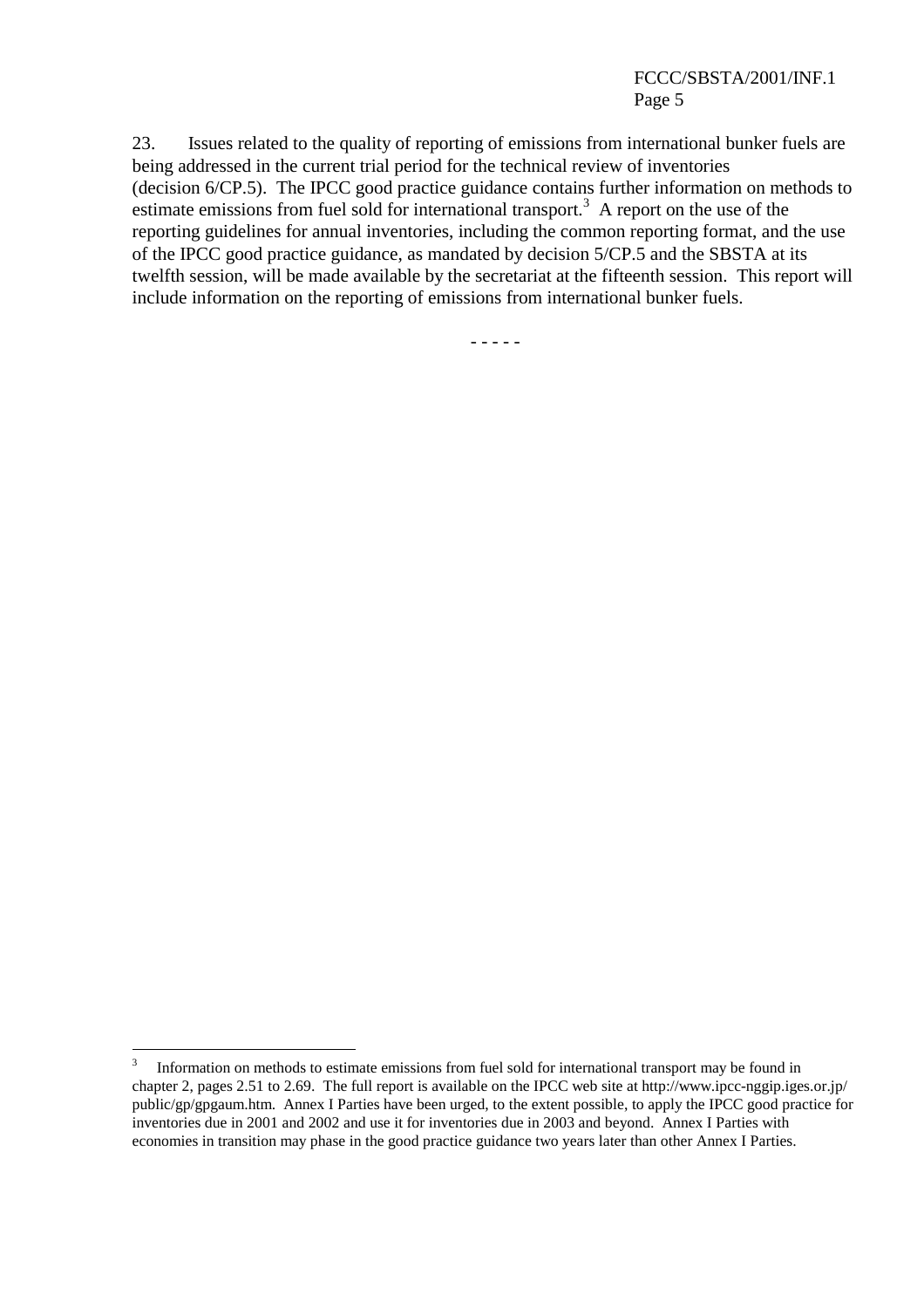23. Issues related to the quality of reporting of emissions from international bunker fuels are being addressed in the current trial period for the technical review of inventories (decision 6/CP.5). The IPCC good practice guidance contains further information on methods to estimate emissions from fuel sold for international transport.[3] A report on the use of the reporting guidelines for annual inventories, including the common reporting format, and the use of the IPCC good practice guidance, as mandated by decision 5/CP.5 and the SBSTA at its twelfth session, will be made available by the secretariat at the fifteenth session. This report will include information on the reporting of emissions from international bunker fuels.

- - - - -

---

[3] Information on methods to estimate emissions from fuel sold for international transport may be found in chapter 2, pages 2.51 to 2.69. The full report is available on the IPCC web site at http://www.ipcc-nggip.iges.or.jp/public/gp/gpgaum.htm. Annex I Parties have been urged, to the extent possible, to apply the IPCC good practice for inventories due in 2001 and 2002 and use it for inventories due in 2003 and beyond. Annex I Parties with economies in transition may phase in the good practice guidance two years later than other Annex I Parties.